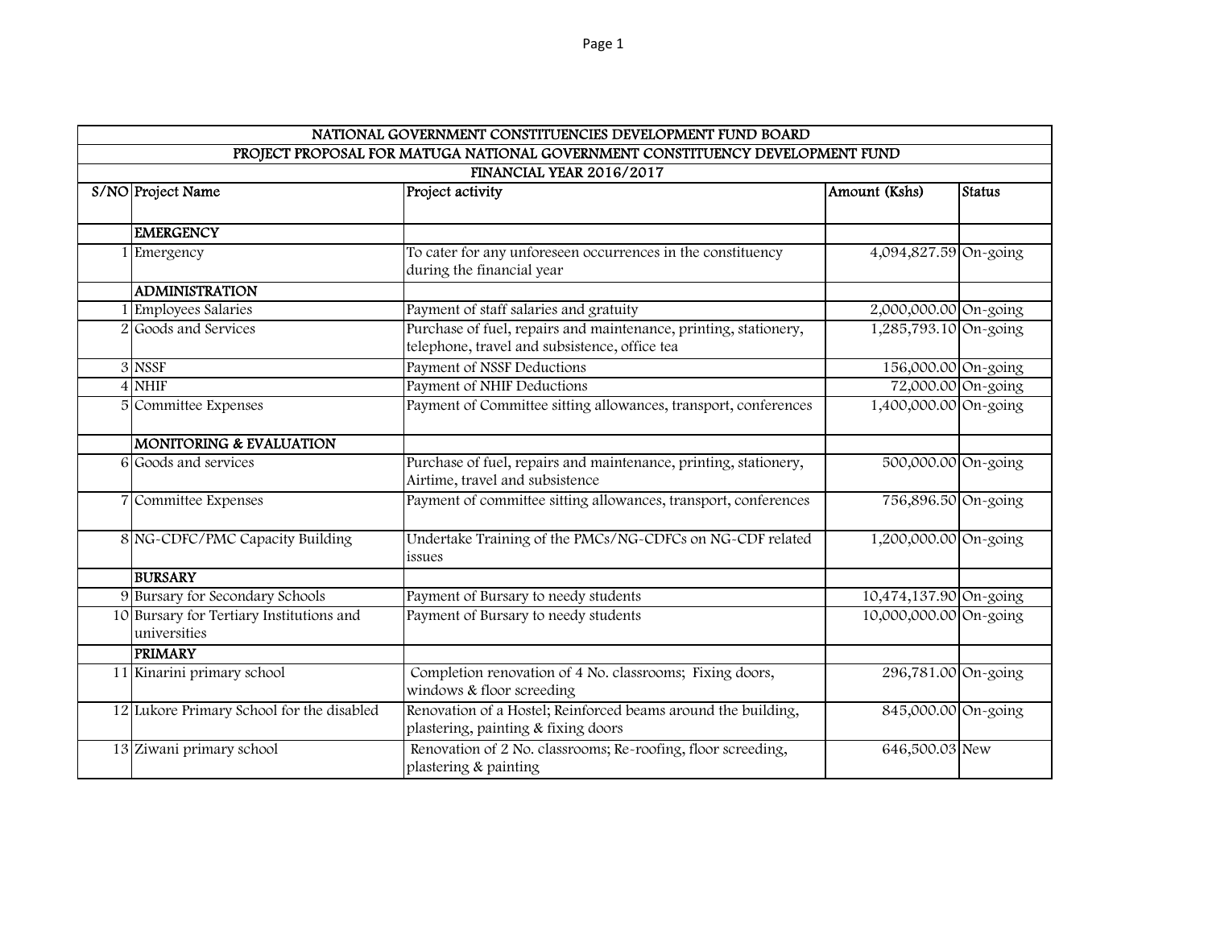| NATIONAL GOVERNMENT CONSTITUENCIES DEVELOPMENT FUND BOARD | | | | |
|---|---|---|---|---|
| PROJECT PROPOSAL FOR MATUGA NATIONAL GOVERNMENT CONSTITUENCY DEVELOPMENT FUND | | | | |
| FINANCIAL YEAR 2016/2017 | | | | |
| S/NO | Project Name | Project activity | Amount (Kshs) | Status |
| | **EMERGENCY** | | | |
| 1 | Emergency | To cater for any unforeseen occurrences in the constituency during the financial year | 4,094,827.59 | On-going |
| | **ADMINISTRATION** | | | |
| 1 | Employees Salaries | Payment of staff salaries and gratuity | 2,000,000.00 | On-going |
| 2 | Goods and Services | Purchase of fuel, repairs and maintenance, printing, stationery, telephone, travel and subsistence, office tea | 1,285,793.10 | On-going |
| 3 | NSSF | Payment of NSSF Deductions | 156,000.00 | On-going |
| 4 | NHIF | Payment of NHIF Deductions | 72,000.00 | On-going |
| 5 | Committee Expenses | Payment of Committee sitting allowances, transport, conferences | 1,400,000.00 | On-going |
| | **MONITORING & EVALUATION** | | | |
| 6 | Goods and services | Purchase of fuel, repairs and maintenance, printing, stationery, Airtime, travel and subsistence | 500,000.00 | On-going |
| 7 | Committee Expenses | Payment of committee sitting allowances, transport, conferences | 756,896.50 | On-going |
| 8 | NG-CDFC/PMC Capacity Building | Undertake Training of the PMCs/NG-CDFCs on NG-CDF related issues | 1,200,000.00 | On-going |
| | **BURSARY** | | | |
| 9 | Bursary for Secondary Schools | Payment of Bursary to needy students | 10,474,137.90 | On-going |
| 10 | Bursary for Tertiary Institutions and universities | Payment of Bursary to needy students | 10,000,000.00 | On-going |
| | **PRIMARY** | | | |
| 11 | Kinarini primary school | Completion renovation of 4 No. classrooms; Fixing doors, windows & floor screeding | 296,781.00 | On-going |
| 12 | Lukore Primary School for the disabled | Renovation of a Hostel; Reinforced beams around the building, plastering, painting & fixing doors | 845,000.00 | On-going |
| 13 | Ziwani primary school | Renovation of 2 No. classrooms; Re-roofing, floor screeding, plastering & painting | 646,500.03 | New |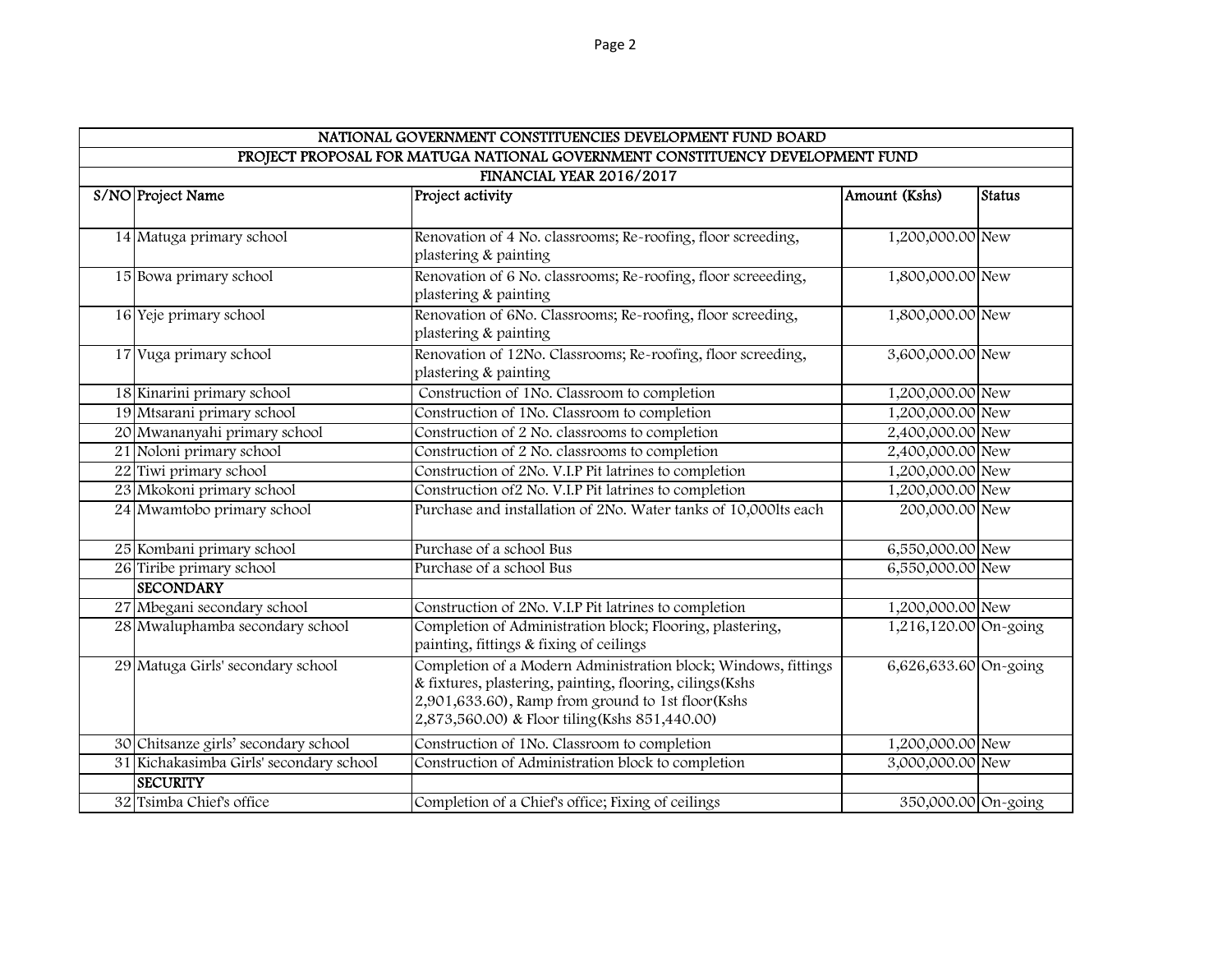| NATIONAL GOVERNMENT CONSTITUENCIES DEVELOPMENT FUND BOARD | | | | |
|---|---|---|---|---|
| PROJECT PROPOSAL FOR MATUGA NATIONAL GOVERNMENT CONSTITUENCY DEVELOPMENT FUND | | | | |
| FINANCIAL YEAR 2016/2017 | | | | |
| S/NO | Project Name | Project activity | Amount (Kshs) | Status |
| 14 | Matuga primary school | Renovation of 4 No. classrooms; Re-roofing, floor screeding, plastering & painting | 1,200,000.00 | New |
| 15 | Bowa primary school | Renovation of 6 No. classrooms; Re-roofing, floor screeeding, plastering & painting | 1,800,000.00 | New |
| 16 | Yeje primary school | Renovation of 6No. Classrooms; Re-roofing, floor screeding, plastering & painting | 1,800,000.00 | New |
| 17 | Vuga primary school | Renovation of 12No. Classrooms; Re-roofing, floor screeding, plastering & painting | 3,600,000.00 | New |
| 18 | Kinarini primary school | Construction of 1No. Classroom to completion | 1,200,000.00 | New |
| 19 | Mtsarani primary school | Construction of 1No. Classroom to completion | 1,200,000.00 | New |
| 20 | Mwananyahi primary school | Construction of 2 No. classrooms to completion | 2,400,000.00 | New |
| 21 | Noloni primary school | Construction of 2 No. classrooms to completion | 2,400,000.00 | New |
| 22 | Tiwi primary school | Construction of 2No. V.I.P Pit latrines to completion | 1,200,000.00 | New |
| 23 | Mkokoni primary school | Construction of2 No. V.I.P Pit latrines to completion | 1,200,000.00 | New |
| 24 | Mwamtobo primary school | Purchase and installation of 2No. Water tanks of 10,000lts each | 200,000.00 | New |
| 25 | Kombani primary school | Purchase of a school Bus | 6,550,000.00 | New |
| 26 | Tiribe primary school | Purchase of a school Bus | 6,550,000.00 | New |
| | **SECONDARY** | | | |
| 27 | Mbegani secondary school | Construction of 2No. V.I.P Pit latrines to completion | 1,200,000.00 | New |
| 28 | Mwaluphamba secondary school | Completion of Administration block; Flooring, plastering, painting, fittings & fixing of ceilings | 1,216,120.00 | On-going |
| 29 | Matuga Girls' secondary school | Completion of a Modern Administration block; Windows, fittings & fixtures, plastering, painting, flooring, cilings(Kshs 2,901,633.60), Ramp from ground to 1st floor(Kshs 2,873,560.00) & Floor tiling(Kshs 851,440.00) | 6,626,633.60 | On-going |
| 30 | Chitsanze girls' secondary school | Construction of 1No. Classroom to completion | 1,200,000.00 | New |
| 31 | Kichakasimba Girls' secondary school | Construction of Administration block to completion | 3,000,000.00 | New |
| | **SECURITY** | | | |
| 32 | Tsimba Chief's office | Completion of a Chief's office; Fixing of ceilings | 350,000.00 | On-going |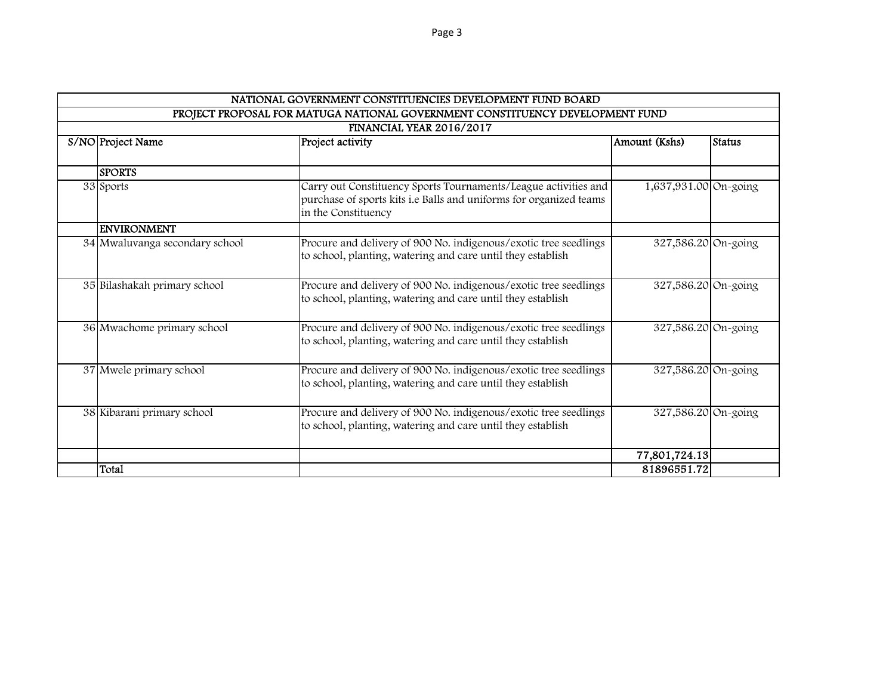| NATIONAL GOVERNMENT CONSTITUENCIES DEVELOPMENT FUND BOARD | | | | |
|---|---|---|---|---|
| PROJECT PROPOSAL FOR MATUGA NATIONAL GOVERNMENT CONSTITUENCY DEVELOPMENT FUND | | | | |
| FINANCIAL YEAR 2016/2017 | | | | |
| S/NO | Project Name | Project activity | Amount (Kshs) | Status |
| | **SPORTS** | | | |
| 33 | Sports | Carry out Constituency Sports Tournaments/League activities and purchase of sports kits i.e Balls and uniforms for organized teams in the Constituency | 1,637,931.00 | On-going |
| | **ENVIRONMENT** | | | |
| 34 | Mwaluvanga secondary school | Procure and delivery of 900 No. indigenous/exotic tree seedlings to school, planting, watering and care until they establish | 327,586.20 | On-going |
| 35 | Bilashakah primary school | Procure and delivery of 900 No. indigenous/exotic tree seedlings to school, planting, watering and care until they establish | 327,586.20 | On-going |
| 36 | Mwachome primary school | Procure and delivery of 900 No. indigenous/exotic tree seedlings to school, planting, watering and care until they establish | 327,586.20 | On-going |
| 37 | Mwele primary school | Procure and delivery of 900 No. indigenous/exotic tree seedlings to school, planting, watering and care until they establish | 327,586.20 | On-going |
| 38 | Kibarani primary school | Procure and delivery of 900 No. indigenous/exotic tree seedlings to school, planting, watering and care until they establish | 327,586.20 | On-going |
| | | | 77,801,724.13 | |
| | Total | | 81896551.72 | |